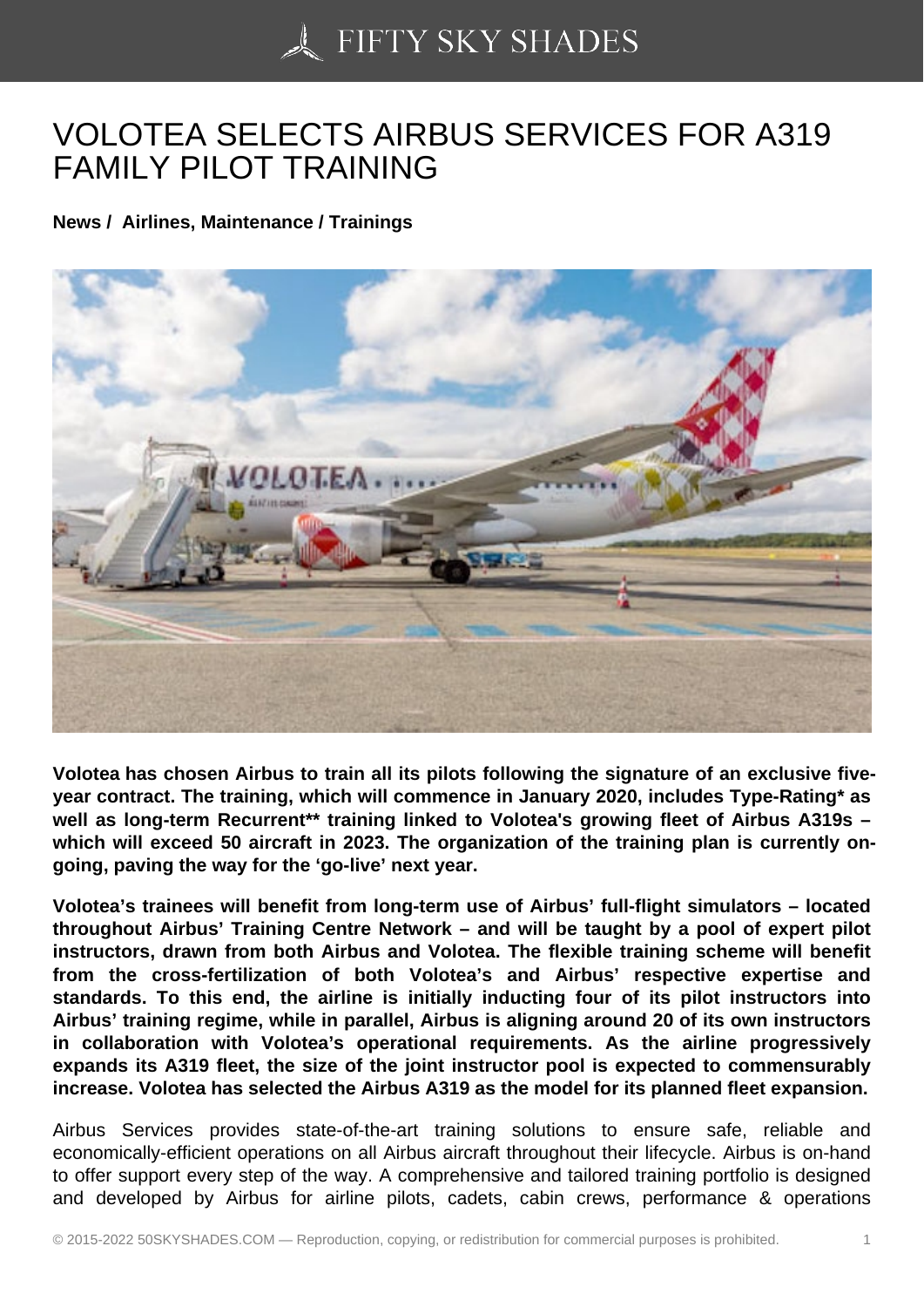# VOLOTEA SELECTS AIRBUS SERVICES FOR A319 FAMILY PILOT TRAINING

**News / Airlines, Maintenance / Trainings**

**Volotea has chosen Airbus to train all its pilots following the signature of an exclusive five-year contract. The training, which will commence in January 2020, includes Type-Rating* as well as long-term Recurrent** training linked to Volotea's growing fleet of Airbus A319s – which will exceed 50 aircraft in 2023. The organization of the training plan is currently on-going, paving the way for the 'go-live' next year.**

**Volotea's trainees will benefit from long-term use of Airbus' full-flight simulators – located throughout Airbus' Training Centre Network – and will be taught by a pool of expert pilot instructors, drawn from both Airbus and Volotea. The flexible training scheme will benefit from the cross-fertilization of both Volotea's and Airbus' respective expertise and standards. To this end, the airline is initially inducting four of its pilot instructors into Airbus' training regime, while in parallel, Airbus is aligning around 20 of its own instructors in collaboration with Volotea's operational requirements. As the airline progressively expands its A319 fleet, the size of the joint instructor pool is expected to commensurably increase. Volotea has selected the Airbus A319 as the model for its planned fleet expansion.**

Airbus Services provides state-of-the-art training solutions to ensure safe, reliable and economically-efficient operations on all Airbus aircraft throughout their lifecycle. Airbus is on-hand to offer support every step of the way. A comprehensive and tailored training portfolio is designed and developed by Airbus for airline pilots, cadets, cabin crews, performance & operations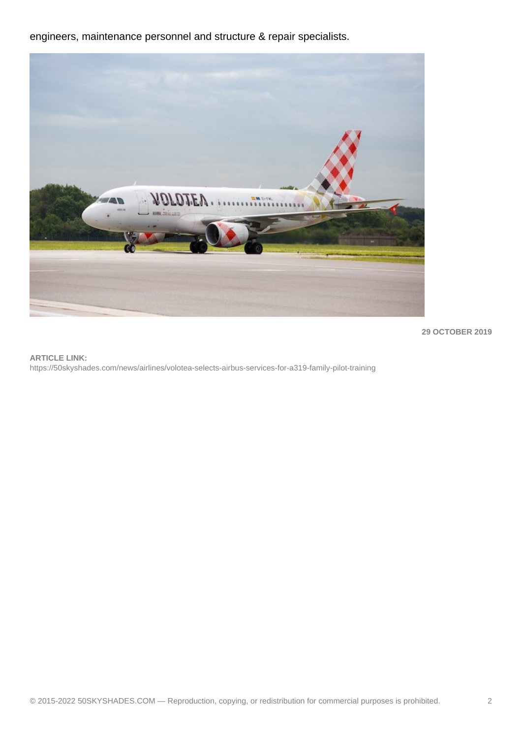engineers, maintenance personnel and structure & repair specialists.

**29 OCTOBER 2019**

**ARTICLE LINK:**
https://50skyshades.com/news/airlines/volotea-selects-airbus-services-for-a319-family-pilot-training